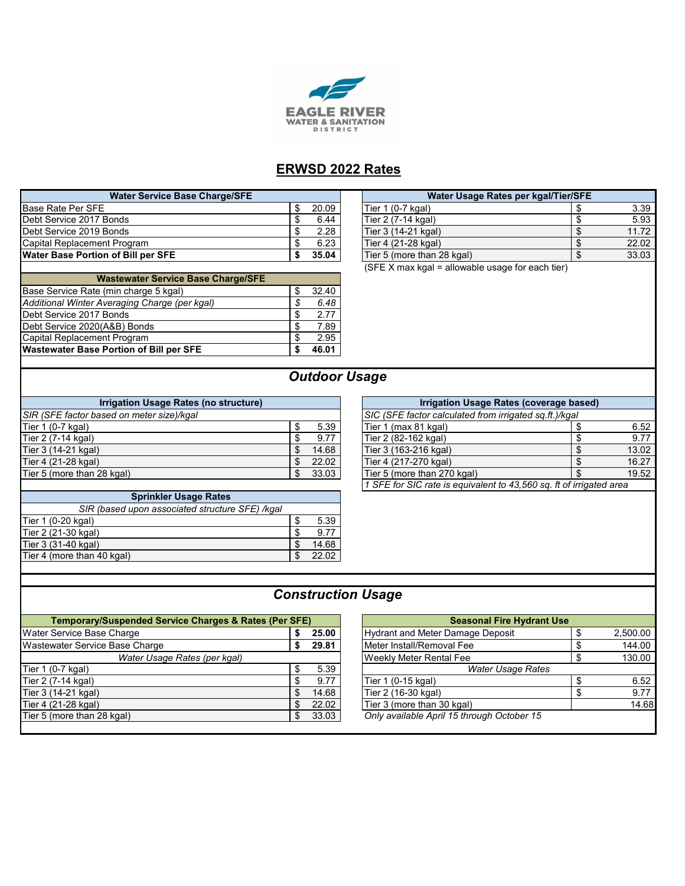EAGLE RIVER
WATER & SANITATION
DISTRICT

# ERWSD 2022 Rates

| Water Service Base Charge/SFE | |
|---|---|
| Base Rate Per SFE | $ 20.09 |
| Debt Service 2017 Bonds | $ 6.44 |
| Debt Service 2019 Bonds | $ 2.28 |
| Capital Replacement Program | $ 6.23 |
| **Water Base Portion of Bill per SFE** | **$ 35.04** |

| Water Usage Rates per kgal/Tier/SFE | |
|---|---|
| Tier 1 (0-7 kgal) | $ 3.39 |
| Tier 2 (7-14 kgal) | $ 5.93 |
| Tier 3 (14-21 kgal) | $ 11.72 |
| Tier 4 (21-28 kgal) | $ 22.02 |
| Tier 5 (more than 28 kgal) | $ 33.03 |

(SFE X max kgal = allowable usage for each tier)

| Wastewater Service Base Charge/SFE | |
|---|---|
| Base Service Rate (min charge 5 kgal) | $ 32.40 |
| *Additional Winter Averaging Charge (per kgal)* | *$ 6.48* |
| Debt Service 2017 Bonds | $ 2.77 |
| Debt Service 2020(A&B) Bonds | $ 7.89 |
| Capital Replacement Program | $ 2.95 |
| **Wastewater Base Portion of Bill per SFE** | **$ 46.01** |

## *Outdoor Usage*

| Irrigation Usage Rates (no structure) | |
|---|---|
| *SIR (SFE factor based on meter size)/kgal* | |
| Tier 1 (0-7 kgal) | $ 5.39 |
| Tier 2 (7-14 kgal) | $ 9.77 |
| Tier 3 (14-21 kgal) | $ 14.68 |
| Tier 4 (21-28 kgal) | $ 22.02 |
| Tier 5 (more than 28 kgal) | $ 33.03 |

| Irrigation Usage Rates (coverage based) | |
|---|---|
| *SIC (SFE factor calculated from irrigated sq.ft.)/kgal* | |
| Tier 1 (max 81 kgal) | $ 6.52 |
| Tier 2 (82-162 kgal) | $ 9.77 |
| Tier 3 (163-216 kgal) | $ 13.02 |
| Tier 4 (217-270 kgal) | $ 16.27 |
| Tier 5 (more than 270 kgal) | $ 19.52 |

*1 SFE for SIC rate is equivalent to 43,560 sq. ft of irrigated area*

| Sprinkler Usage Rates | |
|---|---|
| *SIR (based upon associated structure SFE) /kgal* | |
| Tier 1 (0-20 kgal) | $ 5.39 |
| Tier 2 (21-30 kgal) | $ 9.77 |
| Tier 3 (31-40 kgal) | $ 14.68 |
| Tier 4 (more than 40 kgal) | $ 22.02 |

## *Construction Usage*

| Temporary/Suspended Service Charges & Rates (Per SFE) | |
|---|---|
| Water Service Base Charge | **$ 25.00** |
| Wastewater Service Base Charge | **$ 29.81** |
| *Water Usage Rates (per kgal)* | |
| Tier 1 (0-7 kgal) | $ 5.39 |
| Tier 2 (7-14 kgal) | $ 9.77 |
| Tier 3 (14-21 kgal) | $ 14.68 |
| Tier 4 (21-28 kgal) | $ 22.02 |
| Tier 5 (more than 28 kgal) | $ 33.03 |

| Seasonal Fire Hydrant Use | |
|---|---|
| Hydrant and Meter Damage Deposit | $ 2,500.00 |
| Meter Install/Removal Fee | $ 144.00 |
| Weekly Meter Rental Fee | $ 130.00 |
| *Water Usage Rates* | |
| Tier 1 (0-15 kgal) | $ 6.52 |
| Tier 2 (16-30 kgal) | $ 9.77 |
| Tier 3 (more than 30 kgal) | 14.68 |

*Only available April 15 through October 15*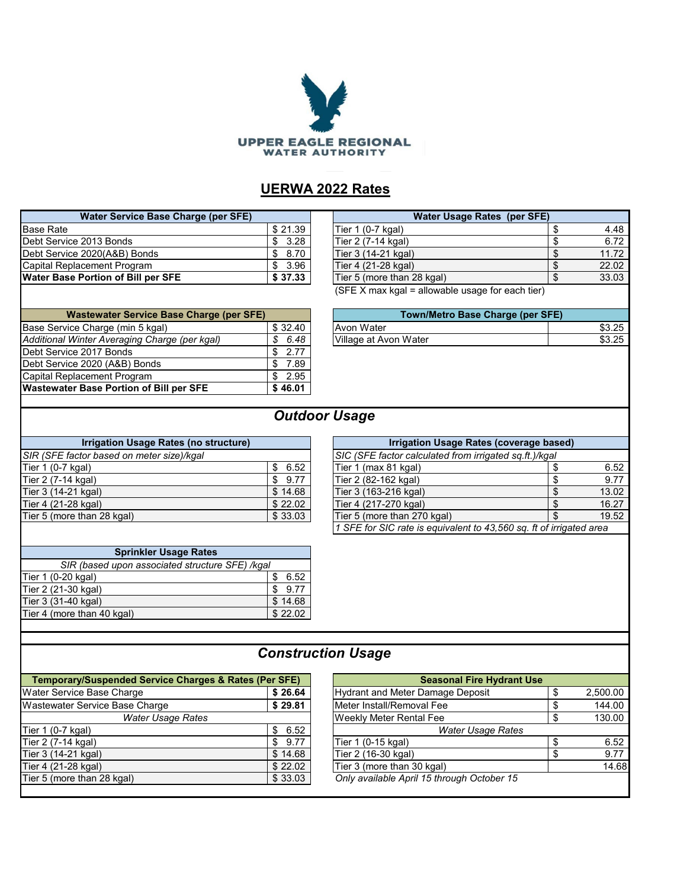UPPER EAGLE REGIONAL WATER AUTHORITY

# UERWA 2022 Rates

| Water Service Base Charge (per SFE) | |
|---|---|
| Base Rate | $ 21.39 |
| Debt Service 2013 Bonds | $ 3.28 |
| Debt Service 2020(A&B) Bonds | $ 8.70 |
| Capital Replacement Program | $ 3.96 |
| **Water Base Portion of Bill per SFE** | **$ 37.33** |

| Water Usage Rates (per SFE) | |
|---|---|
| Tier 1 (0-7 kgal) | $ 4.48 |
| Tier 2 (7-14 kgal) | $ 6.72 |
| Tier 3 (14-21 kgal) | $ 11.72 |
| Tier 4 (21-28 kgal) | $ 22.02 |
| Tier 5 (more than 28 kgal) | $ 33.03 |

(SFE X max kgal = allowable usage for each tier)

| Wastewater Service Base Charge (per SFE) | |
|---|---|
| Base Service Charge (min 5 kgal) | $ 32.40 |
| *Additional Winter Averaging Charge (per kgal)* | *$ 6.48* |
| Debt Service 2017 Bonds | $ 2.77 |
| Debt Service 2020 (A&B) Bonds | $ 7.89 |
| Capital Replacement Program | $ 2.95 |
| **Wastewater Base Portion of Bill per SFE** | **$ 46.01** |

| Town/Metro Base Charge (per SFE) | |
|---|---|
| Avon Water | $3.25 |
| Village at Avon Water | $3.25 |

## *Outdoor Usage*

| Irrigation Usage Rates (no structure) | |
|---|---|
| *SIR (SFE factor based on meter size)/kgal* | |
| Tier 1 (0-7 kgal) | $ 6.52 |
| Tier 2 (7-14 kgal) | $ 9.77 |
| Tier 3 (14-21 kgal) | $ 14.68 |
| Tier 4 (21-28 kgal) | $ 22.02 |
| Tier 5 (more than 28 kgal) | $ 33.03 |

| Irrigation Usage Rates (coverage based) | |
|---|---|
| *SIC (SFE factor calculated from irrigated sq.ft.)/kgal* | |
| Tier 1 (max 81 kgal) | $ 6.52 |
| Tier 2 (82-162 kgal) | $ 9.77 |
| Tier 3 (163-216 kgal) | $ 13.02 |
| Tier 4 (217-270 kgal) | $ 16.27 |
| Tier 5 (more than 270 kgal) | $ 19.52 |
| *1 SFE for SIC rate is equivalent to 43,560 sq. ft of irrigated area* | |

| Sprinkler Usage Rates | |
|---|---|
| *SIR (based upon associated structure SFE) /kgal* | |
| Tier 1 (0-20 kgal) | $ 6.52 |
| Tier 2 (21-30 kgal) | $ 9.77 |
| Tier 3 (31-40 kgal) | $ 14.68 |
| Tier 4 (more than 40 kgal) | $ 22.02 |

## *Construction Usage*

| Temporary/Suspended Service Charges & Rates (Per SFE) | |
|---|---|
| Water Service Base Charge | **$ 26.64** |
| Wastewater Service Base Charge | **$ 29.81** |
| *Water Usage Rates* | |
| Tier 1 (0-7 kgal) | $ 6.52 |
| Tier 2 (7-14 kgal) | $ 9.77 |
| Tier 3 (14-21 kgal) | $ 14.68 |
| Tier 4 (21-28 kgal) | $ 22.02 |
| Tier 5 (more than 28 kgal) | $ 33.03 |

| Seasonal Fire Hydrant Use | |
|---|---|
| Hydrant and Meter Damage Deposit | $ 2,500.00 |
| Meter Install/Removal Fee | $ 144.00 |
| Weekly Meter Rental Fee | $ 130.00 |
| *Water Usage Rates* | |
| Tier 1 (0-15 kgal) | $ 6.52 |
| Tier 2 (16-30 kgal) | $ 9.77 |
| Tier 3 (more than 30 kgal) | 14.68 |
| *Only available April 15 through October 15* | |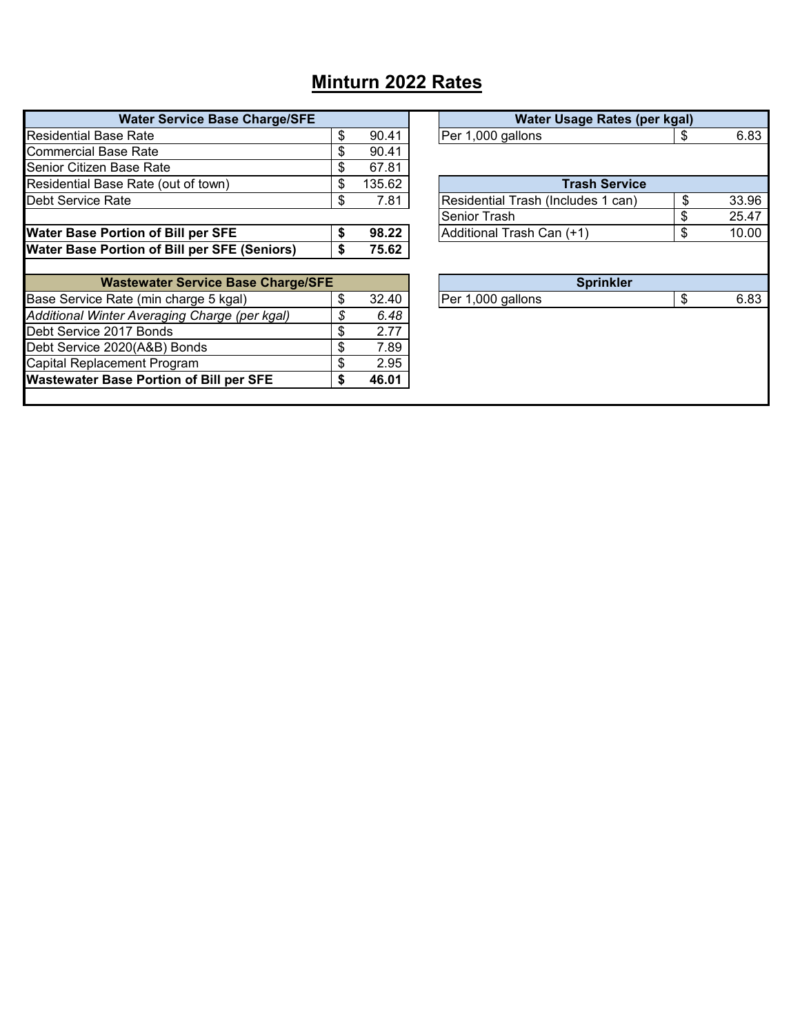# Minturn 2022 Rates

| Water Service Base Charge/SFE | | |
|---|---|---|
| Residential Base Rate | $ | 90.41 |
| Commercial Base Rate | $ | 90.41 |
| Senior Citizen Base Rate | $ | 67.81 |
| Residential Base Rate (out of town) | $ | 135.62 |
| Debt Service Rate | $ | 7.81 |
| | | |
| **Water Base Portion of Bill per SFE** | **$** | **98.22** |
| **Water Base Portion of Bill per SFE (Seniors)** | **$** | **75.62** |

| Wastewater Service Base Charge/SFE | | |
|---|---|---|
| Base Service Rate (min charge 5 kgal) | $ | 32.40 |
| *Additional Winter Averaging Charge (per kgal)* | *$* | *6.48* |
| Debt Service 2017 Bonds | $ | 2.77 |
| Debt Service 2020(A&B) Bonds | $ | 7.89 |
| Capital Replacement Program | $ | 2.95 |
| **Wastewater Base Portion of Bill per SFE** | **$** | **46.01** |

| Water Usage Rates (per kgal) | | |
|---|---|---|
| Per 1,000 gallons | $ | 6.83 |

| Trash Service | | |
|---|---|---|
| Residential Trash (Includes 1 can) | $ | 33.96 |
| Senior Trash | $ | 25.47 |
| Additional Trash Can (+1) | $ | 10.00 |

| Sprinkler | | |
|---|---|---|
| Per 1,000 gallons | $ | 6.83 |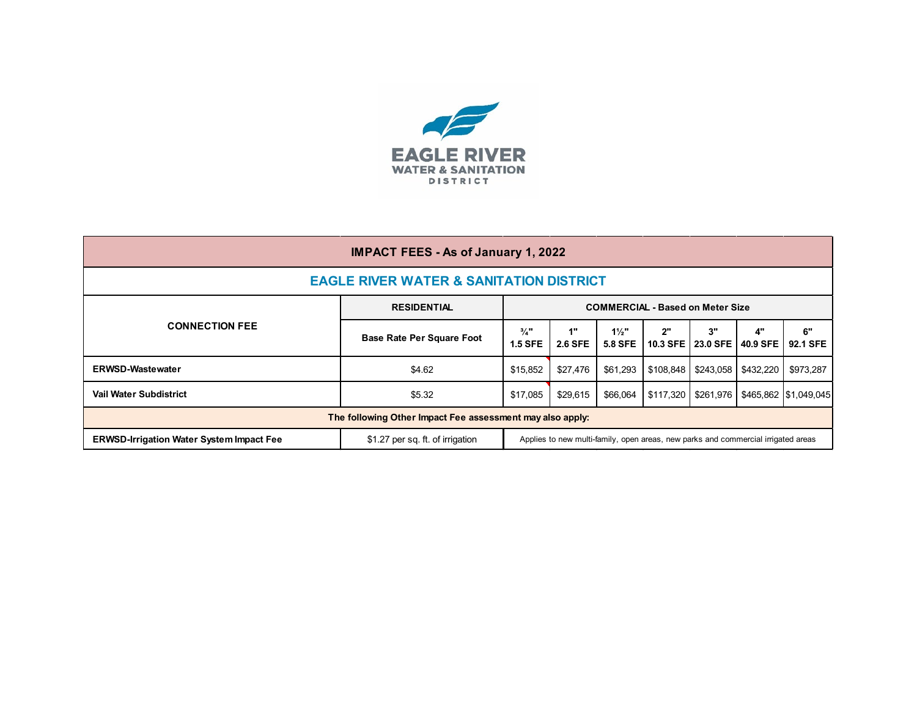EAGLE RIVER
WATER & SANITATION
DISTRICT

| IMPACT FEES - As of January 1, 2022 | | | | | | | | |
|---|---|---|---|---|---|---|---|---|
| **EAGLE RIVER WATER & SANITATION DISTRICT** | | | | | | | | |
| **CONNECTION FEE** | **RESIDENTIAL** | **COMMERCIAL - Based on Meter Size** | | | | | | |
| | **Base Rate Per Square Foot** | **¾" 1.5 SFE** | **1" 2.6 SFE** | **1½" 5.8 SFE** | **2" 10.3 SFE** | **3" 23.0 SFE** | **4" 40.9 SFE** | **6" 92.1 SFE** |
| **ERWSD-Wastewater** | $4.62 | $15,852 | $27,476 | $61,293 | $108,848 | $243,058 | $432,220 | $973,287 |
| **Vail Water Subdistrict** | $5.32 | $17,085 | $29,615 | $66,064 | $117,320 | $261,976 | $465,862 | $1,049,045 |
| **The following Other Impact Fee assessment may also apply:** | | | | | | | | |
| **ERWSD-Irrigation Water System Impact Fee** | $1.27 per sq. ft. of irrigation | Applies to new multi-family, open areas, new parks and commercial irrigated areas | | | | | | |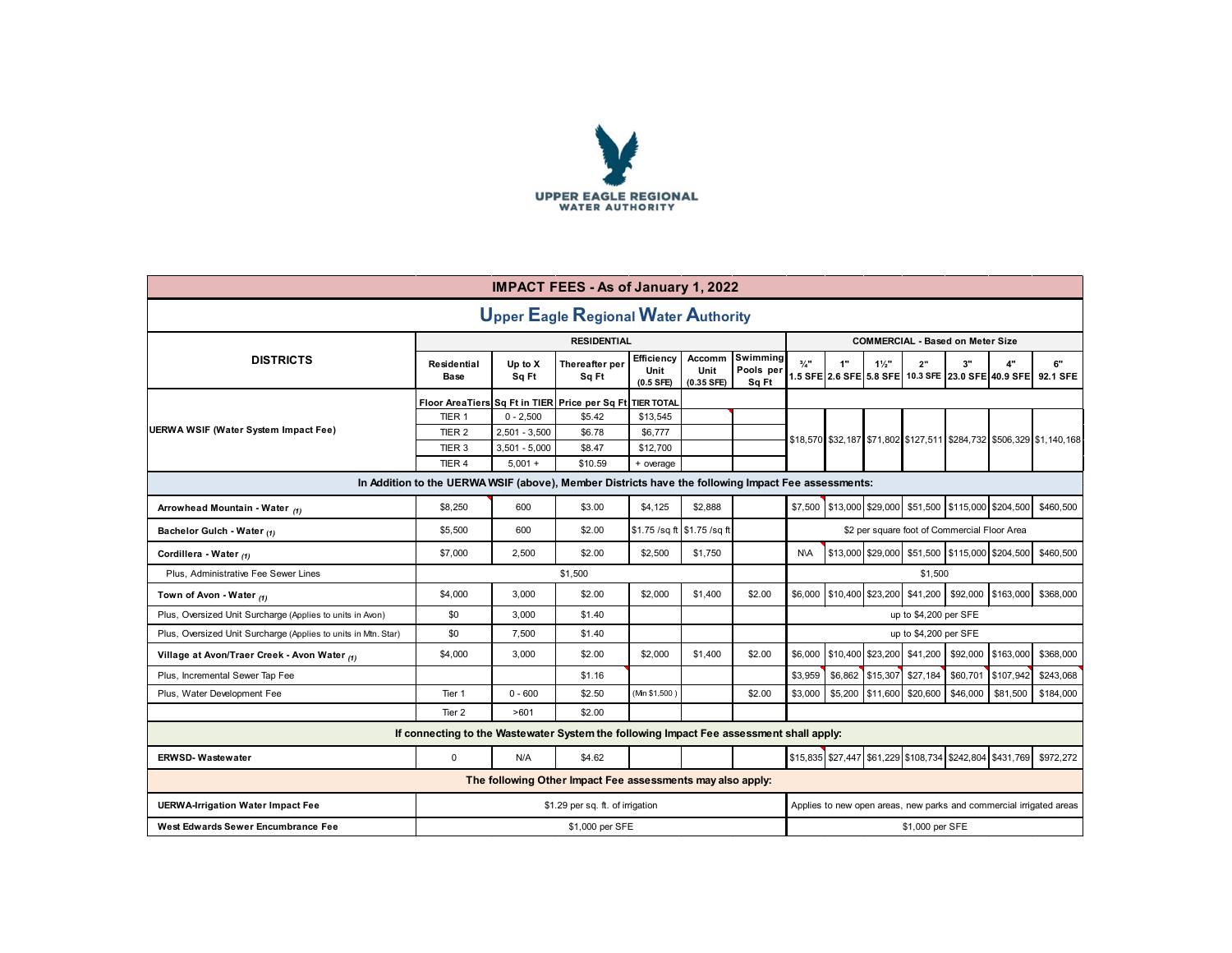UPPER EAGLE REGIONAL WATER AUTHORITY

# IMPACT FEES - As of January 1, 2022

## Upper Eagle Regional Water Authority

| DISTRICTS | RESIDENTIAL | | | | | | COMMERCIAL - Based on Meter Size | | | | | | |
|---|---|---|---|---|---|---|---|---|---|---|---|---|---|
| | Residential Base | Up to X Sq Ft | Thereafter per Sq Ft | Efficiency Unit (0.5 SFE) | Accomm Unit (0.35 SFE) | Swimming Pools per Sq Ft | ¾" 1.5 SFE | 1" 2.6 SFE | 1½" 5.8 SFE | 2" 10.3 SFE | 3" 23.0 SFE | 4" 40.9 SFE | 6" 92.1 SFE |
| UERWA WSIF (Water System Impact Fee) | Floor AreaTiers | Sq Ft in TIER | Price per Sq Ft | TIER TOTAL | | | | | | | | | |
| | TIER 1 | 0 - 2,500 | $5.42 | $13,545 | | | $18,570 | $32,187 | $71,802 | $127,511 | $284,732 | $506,329 | $1,140,168 |
| | TIER 2 | 2,501 - 3,500 | $6.78 | $6,777 | | | | | | | | | |
| | TIER 3 | 3,501 - 5,000 | $8.47 | $12,700 | | | | | | | | | |
| | TIER 4 | 5,001 + | $10.59 | + overage | | | | | | | | | |
| **In Addition to the UERWA WSIF (above), Member Districts have the following Impact Fee assessments:** | | | | | | | | | | | | | |
| **Arrowhead Mountain - Water (1)** | $8,250 | 600 | $3.00 | $4,125 | $2,888 | | $7,500 | $13,000 | $29,000 | $51,500 | $115,000 | $204,500 | $460,500 |
| **Bachelor Gulch - Water (1)** | $5,500 | 600 | $2.00 | $1.75 /sq ft | $1.75 /sq ft | | $2 per square foot of Commercial Floor Area | | | | | | |
| **Cordillera - Water (1)** | $7,000 | 2,500 | $2.00 | $2,500 | $1,750 | | N\A | $13,000 | $29,000 | $51,500 | $115,000 | $204,500 | $460,500 |
| Plus, Administrative Fee Sewer Lines | $1,500 | | | | | | $1,500 | | | | | | |
| **Town of Avon - Water (1)** | $4,000 | 3,000 | $2.00 | $2,000 | $1,400 | $2.00 | $6,000 | $10,400 | $23,200 | $41,200 | $92,000 | $163,000 | $368,000 |
| Plus, Oversized Unit Surcharge (Applies to units in Avon) | $0 | 3,000 | $1.40 | | | | up to $4,200 per SFE | | | | | | |
| Plus, Oversized Unit Surcharge (Applies to units in Mtn. Star) | $0 | 7,500 | $1.40 | | | | up to $4,200 per SFE | | | | | | |
| **Village at Avon/Traer Creek - Avon Water (1)** | $4,000 | 3,000 | $2.00 | $2,000 | $1,400 | $2.00 | $6,000 | $10,400 | $23,200 | $41,200 | $92,000 | $163,000 | $368,000 |
| Plus, Incremental Sewer Tap Fee | | | $1.16 | | | | $3,959 | $6,862 | $15,307 | $27,184 | $60,701 | $107,942 | $243,068 |
| Plus, Water Development Fee | Tier 1 | 0 - 600 | $2.50 | (Min $1,500 ) | | $2.00 | $3,000 | $5,200 | $11,600 | $20,600 | $46,000 | $81,500 | $184,000 |
| | Tier 2 | >601 | $2.00 | | | | | | | | | | |
| **If connecting to the Wastewater System the following Impact Fee assessment shall apply:** | | | | | | | | | | | | | |
| **ERWSD- Wastewater** | 0 | N/A | $4.62 | | | | $15,835 | $27,447 | $61,229 | $108,734 | $242,804 | $431,769 | $972,272 |
| **The following Other Impact Fee assessments may also apply:** | | | | | | | | | | | | | |
| **UERWA-Irrigation Water Impact Fee** | $1.29 per sq. ft. of irrigation | | | | | | Applies to new open areas, new parks and commercial irrigated areas | | | | | | |
| **West Edwards Sewer Encumbrance Fee** | $1,000 per SFE | | | | | | $1,000 per SFE | | | | | | |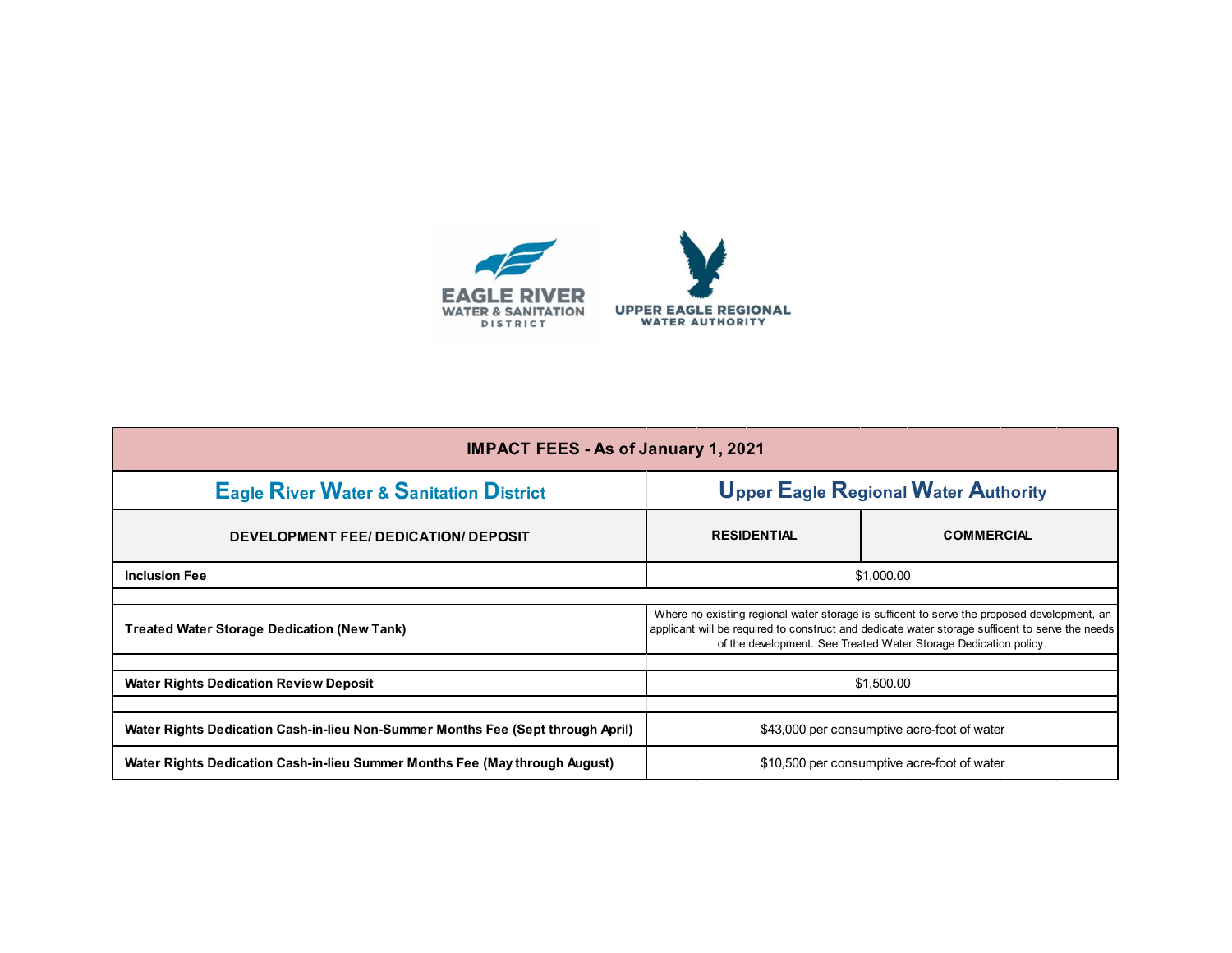EAGLE RIVER WATER & SANITATION DISTRICT

UPPER EAGLE REGIONAL WATER AUTHORITY

| IMPACT FEES - As of January 1, 2021 | | |
|---|---|---|
| Eagle River Water & Sanitation District | Upper Eagle Regional Water Authority | |
| DEVELOPMENT FEE/ DEDICATION/ DEPOSIT | RESIDENTIAL | COMMERCIAL |
| **Inclusion Fee** | $1,000.00 | |
| | | |
| **Treated Water Storage Dedication (New Tank)** | Where no existing regional water storage is sufficent to serve the proposed development, an applicant will be required to construct and dedicate water storage sufficent to serve the needs of the development. See Treated Water Storage Dedication policy. | |
| | | |
| **Water Rights Dedication Review Deposit** | $1,500.00 | |
| | | |
| **Water Rights Dedication Cash-in-lieu Non-Summer Months Fee (Sept through April)** | $43,000 per consumptive acre-foot of water | |
| **Water Rights Dedication Cash-in-lieu Summer Months Fee (May through August)** | $10,500 per consumptive acre-foot of water | |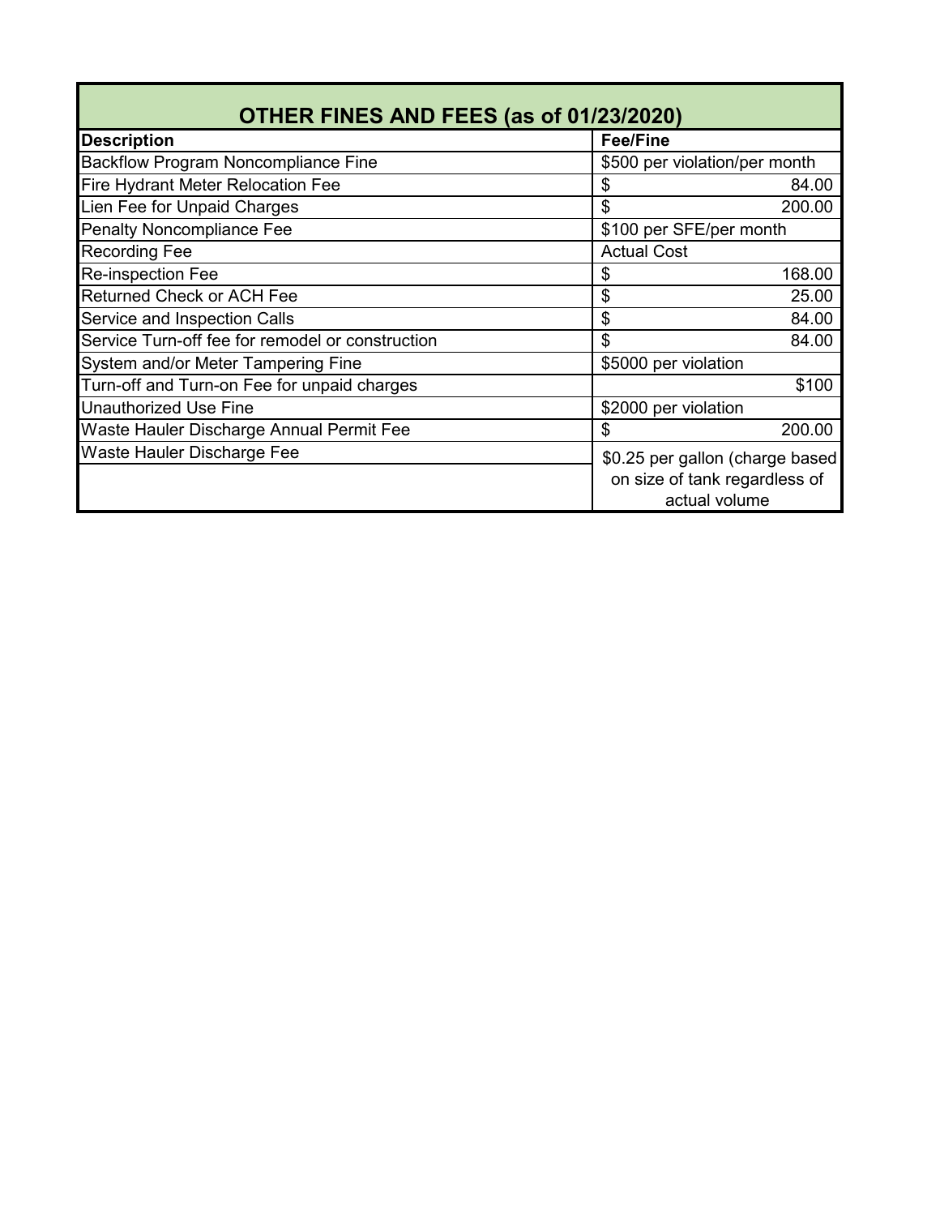## OTHER FINES AND FEES (as of 01/23/2020)

| Description | Fee/Fine |
|---|---|
| Backflow Program Noncompliance Fine | $500 per violation/per month |
| Fire Hydrant Meter Relocation Fee | $ 84.00 |
| Lien Fee for Unpaid Charges | $ 200.00 |
| Penalty Noncompliance Fee | $100 per SFE/per month |
| Recording Fee | Actual Cost |
| Re-inspection Fee | $ 168.00 |
| Returned Check or ACH Fee | $ 25.00 |
| Service and Inspection Calls | $ 84.00 |
| Service Turn-off fee for remodel or construction | $ 84.00 |
| System and/or Meter Tampering Fine | $5000 per violation |
| Turn-off and Turn-on Fee for unpaid charges | $100 |
| Unauthorized Use Fine | $2000 per violation |
| Waste Hauler Discharge Annual Permit Fee | $ 200.00 |
| Waste Hauler Discharge Fee | $0.25 per gallon (charge based on size of tank regardless of actual volume |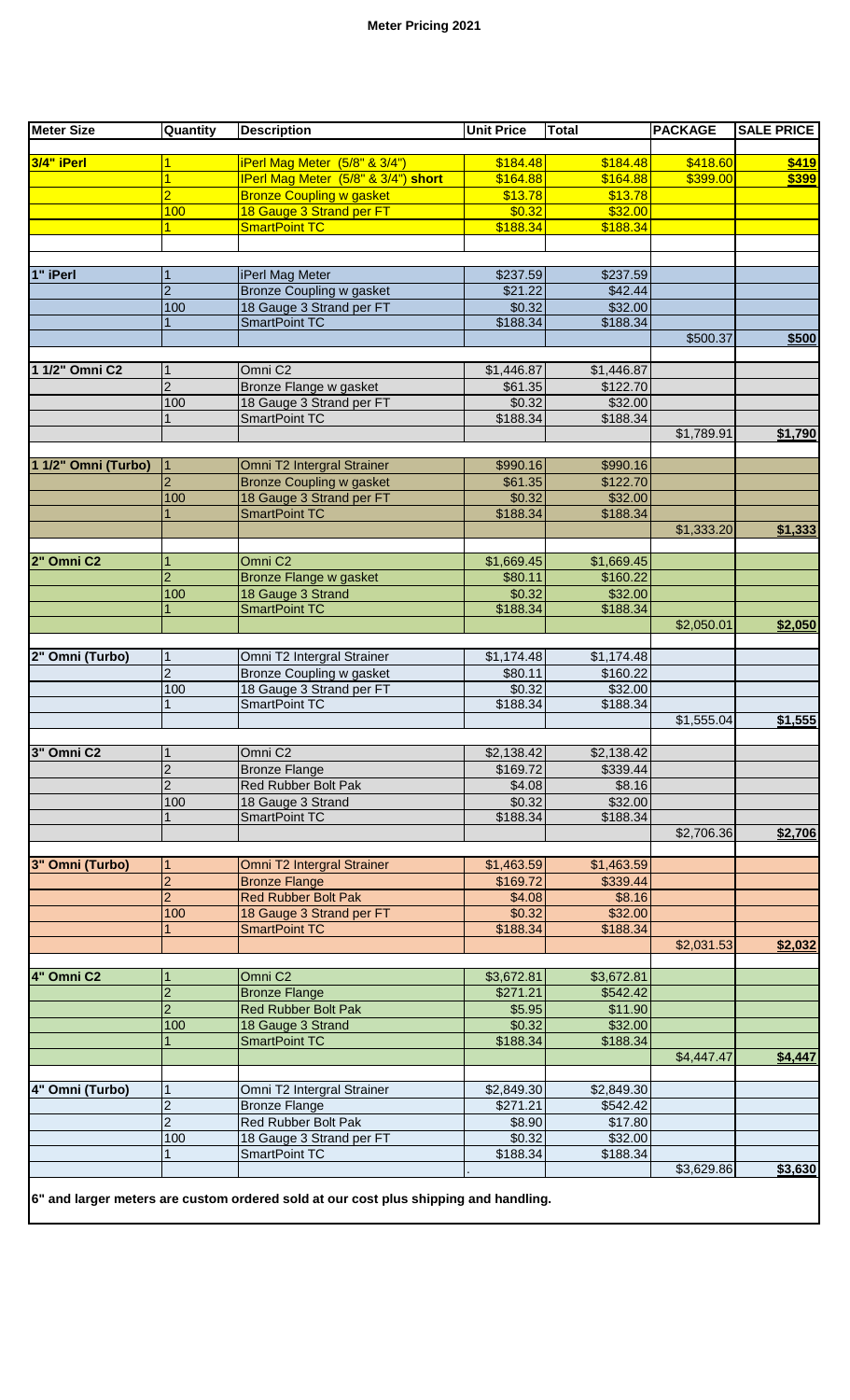# Meter Pricing 2021

| Meter Size | Quantity | Description | Unit Price | Total | PACKAGE | SALE PRICE |
|---|---|---|---|---|---|---|
| **3/4" iPerl** | 1 | iPerl Mag Meter (5/8" & 3/4") | $184.48 | $184.48 | $418.60 | **$419** |
| | 1 | IPerl Mag Meter (5/8" & 3/4") **short** | $164.88 | $164.88 | $399.00 | **$399** |
| | 2 | Bronze Coupling w gasket | $13.78 | $13.78 | | |
| | 100 | 18 Gauge 3 Strand per FT | $0.32 | $32.00 | | |
| | 1 | SmartPoint TC | $188.34 | $188.34 | | |
| **1" iPerl** | 1 | iPerl Mag Meter | $237.59 | $237.59 | | |
| | 2 | Bronze Coupling w gasket | $21.22 | $42.44 | | |
| | 100 | 18 Gauge 3 Strand per FT | $0.32 | $32.00 | | |
| | 1 | SmartPoint TC | $188.34 | $188.34 | | |
| | | | | | $500.37 | **$500** |
| **1 1/2" Omni C2** | 1 | Omni C2 | $1,446.87 | $1,446.87 | | |
| | 2 | Bronze Flange w gasket | $61.35 | $122.70 | | |
| | 100 | 18 Gauge 3 Strand per FT | $0.32 | $32.00 | | |
| | 1 | SmartPoint TC | $188.34 | $188.34 | | |
| | | | | | $1,789.91 | **$1,790** |
| **1 1/2" Omni (Turbo)** | 1 | Omni T2 Intergral Strainer | $990.16 | $990.16 | | |
| | 2 | Bronze Coupling w gasket | $61.35 | $122.70 | | |
| | 100 | 18 Gauge 3 Strand per FT | $0.32 | $32.00 | | |
| | 1 | SmartPoint TC | $188.34 | $188.34 | | |
| | | | | | $1,333.20 | **$1,333** |
| **2" Omni C2** | 1 | Omni C2 | $1,669.45 | $1,669.45 | | |
| | 2 | Bronze Flange w gasket | $80.11 | $160.22 | | |
| | 100 | 18 Gauge 3 Strand | $0.32 | $32.00 | | |
| | 1 | SmartPoint TC | $188.34 | $188.34 | | |
| | | | | | $2,050.01 | **$2,050** |
| **2" Omni (Turbo)** | 1 | Omni T2 Intergral Strainer | $1,174.48 | $1,174.48 | | |
| | 2 | Bronze Coupling w gasket | $80.11 | $160.22 | | |
| | 100 | 18 Gauge 3 Strand per FT | $0.32 | $32.00 | | |
| | 1 | SmartPoint TC | $188.34 | $188.34 | | |
| | | | | | $1,555.04 | **$1,555** |
| **3" Omni C2** | 1 | Omni C2 | $2,138.42 | $2,138.42 | | |
| | 2 | Bronze Flange | $169.72 | $339.44 | | |
| | 2 | Red Rubber Bolt Pak | $4.08 | $8.16 | | |
| | 100 | 18 Gauge 3 Strand | $0.32 | $32.00 | | |
| | 1 | SmartPoint TC | $188.34 | $188.34 | | |
| | | | | | $2,706.36 | **$2,706** |
| **3" Omni (Turbo)** | 1 | Omni T2 Intergral Strainer | $1,463.59 | $1,463.59 | | |
| | 2 | Bronze Flange | $169.72 | $339.44 | | |
| | 2 | Red Rubber Bolt Pak | $4.08 | $8.16 | | |
| | 100 | 18 Gauge 3 Strand per FT | $0.32 | $32.00 | | |
| | 1 | SmartPoint TC | $188.34 | $188.34 | | |
| | | | | | $2,031.53 | **$2,032** |
| **4" Omni C2** | 1 | Omni C2 | $3,672.81 | $3,672.81 | | |
| | 2 | Bronze Flange | $271.21 | $542.42 | | |
| | 2 | Red Rubber Bolt Pak | $5.95 | $11.90 | | |
| | 100 | 18 Gauge 3 Strand | $0.32 | $32.00 | | |
| | 1 | SmartPoint TC | $188.34 | $188.34 | | |
| | | | | | $4,447.47 | **$4,447** |
| **4" Omni (Turbo)** | 1 | Omni T2 Intergral Strainer | $2,849.30 | $2,849.30 | | |
| | 2 | Bronze Flange | $271.21 | $542.42 | | |
| | 2 | Red Rubber Bolt Pak | $8.90 | $17.80 | | |
| | 100 | 18 Gauge 3 Strand per FT | $0.32 | $32.00 | | |
| | 1 | SmartPoint TC | $188.34 | $188.34 | | |
| | | | | | $3,629.86 | **$3,630** |

**6" and larger meters are custom ordered sold at our cost plus shipping and handling.**